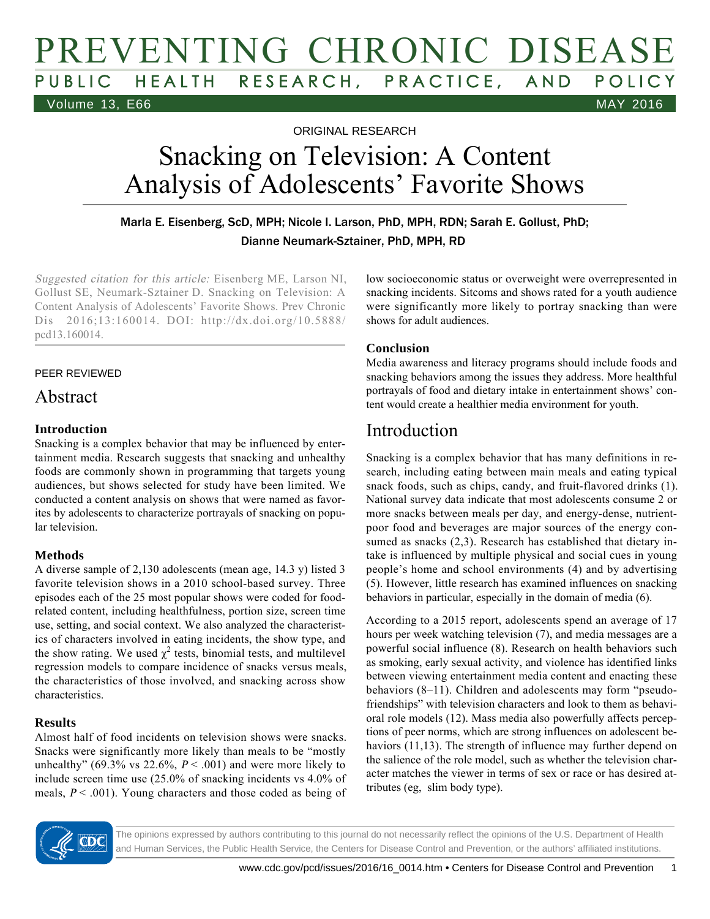ORIGINAL RESEARCH

# Snacking on Television: A Content Analysis of Adolescents' Favorite Shows

Marla E. Eisenberg, ScD, MPH; Nicole I. Larson, PhD, MPH, RDN; Sarah E. Gollust, PhD; Dianne Neumark-Sztainer, PhD, MPH, RD

*Suggested citation for this article:* Eisenberg ME, Larson NI, Gollust SE, Neumark-Sztainer D. Snacking on Television: A Content Analysis of Adolescents' Favorite Shows. Prev Chronic Dis 2016;13:160014. DOI: http://dx.doi.org/10.5888/pcd13.160014.

PEER REVIEWED

## Abstract

### Introduction

Snacking is a complex behavior that may be influenced by entertainment media. Research suggests that snacking and unhealthy foods are commonly shown in programming that targets young audiences, but shows selected for study have been limited. We conducted a content analysis on shows that were named as favorites by adolescents to characterize portrayals of snacking on popular television.

### Methods

A diverse sample of 2,130 adolescents (mean age, 14.3 y) listed 3 favorite television shows in a 2010 school-based survey. Three episodes each of the 25 most popular shows were coded for food-related content, including healthfulness, portion size, screen time use, setting, and social context. We also analyzed the characteristics of characters involved in eating incidents, the show type, and the show rating. We used $\chi^2$ tests, binomial tests, and multilevel regression models to compare incidence of snacks versus meals, the characteristics of those involved, and snacking across show characteristics.

### Results

Almost half of food incidents on television shows were snacks. Snacks were significantly more likely than meals to be "mostly unhealthy" (69.3% vs 22.6%, $P < .001$) and were more likely to include screen time use (25.0% of snacking incidents vs 4.0% of meals, $P < .001$). Young characters and those coded as being of low socioeconomic status or overweight were overrepresented in snacking incidents. Sitcoms and shows rated for a youth audience were significantly more likely to portray snacking than were shows for adult audiences.

### Conclusion

Media awareness and literacy programs should include foods and snacking behaviors among the issues they address. More healthful portrayals of food and dietary intake in entertainment shows' content would create a healthier media environment for youth.

## Introduction

Snacking is a complex behavior that has many definitions in research, including eating between main meals and eating typical snack foods, such as chips, candy, and fruit-flavored drinks (1). National survey data indicate that most adolescents consume 2 or more snacks between meals per day, and energy-dense, nutrient-poor food and beverages are major sources of the energy consumed as snacks (2,3). Research has established that dietary intake is influenced by multiple physical and social cues in young people's home and school environments (4) and by advertising (5). However, little research has examined influences on snacking behaviors in particular, especially in the domain of media (6).

According to a 2015 report, adolescents spend an average of 17 hours per week watching television (7), and media messages are a powerful social influence (8). Research on health behaviors such as smoking, early sexual activity, and violence has identified links between viewing entertainment media content and enacting these behaviors (8–11). Children and adolescents may form "pseudo-friendships" with television characters and look to them as behavioral role models (12). Mass media also powerfully affects perceptions of peer norms, which are strong influences on adolescent behaviors (11,13). The strength of influence may further depend on the salience of the role model, such as whether the television character matches the viewer in terms of sex or race or has desired attributes (eg, slim body type).

The opinions expressed by authors contributing to this journal do not necessarily reflect the opinions of the U.S. Department of Health and Human Services, the Public Health Service, the Centers for Disease Control and Prevention, or the authors' affiliated institutions.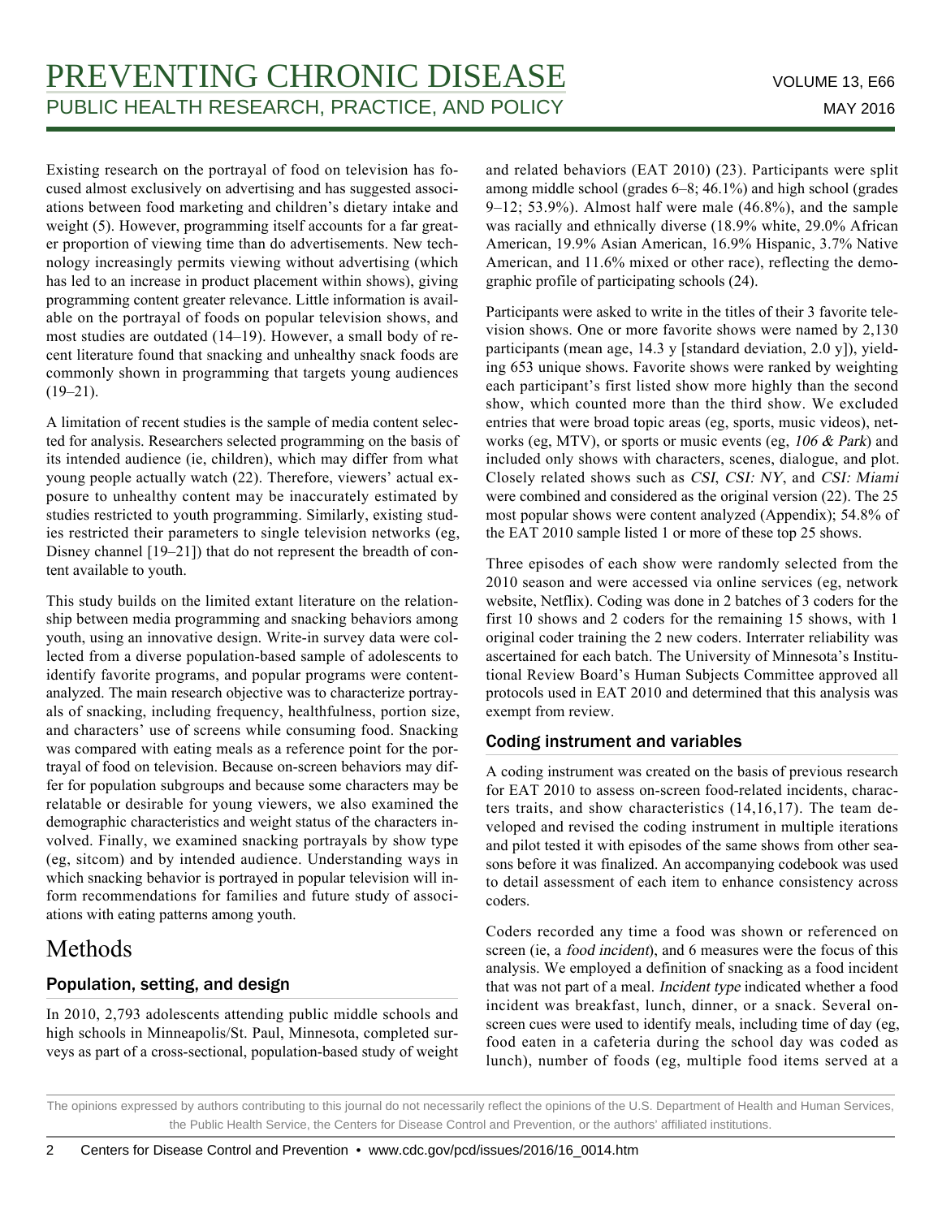Existing research on the portrayal of food on television has focused almost exclusively on advertising and has suggested associations between food marketing and children's dietary intake and weight (5). However, programming itself accounts for a far greater proportion of viewing time than do advertisements. New technology increasingly permits viewing without advertising (which has led to an increase in product placement within shows), giving programming content greater relevance. Little information is available on the portrayal of foods on popular television shows, and most studies are outdated (14–19). However, a small body of recent literature found that snacking and unhealthy snack foods are commonly shown in programming that targets young audiences (19–21).

A limitation of recent studies is the sample of media content selected for analysis. Researchers selected programming on the basis of its intended audience (ie, children), which may differ from what young people actually watch (22). Therefore, viewers' actual exposure to unhealthy content may be inaccurately estimated by studies restricted to youth programming. Similarly, existing studies restricted their parameters to single television networks (eg, Disney channel [19–21]) that do not represent the breadth of content available to youth.

This study builds on the limited extant literature on the relationship between media programming and snacking behaviors among youth, using an innovative design. Write-in survey data were collected from a diverse population-based sample of adolescents to identify favorite programs, and popular programs were content-analyzed. The main research objective was to characterize portrayals of snacking, including frequency, healthfulness, portion size, and characters' use of screens while consuming food. Snacking was compared with eating meals as a reference point for the portrayal of food on television. Because on-screen behaviors may differ for population subgroups and because some characters may be relatable or desirable for young viewers, we also examined the demographic characteristics and weight status of the characters involved. Finally, we examined snacking portrayals by show type (eg, sitcom) and by intended audience. Understanding ways in which snacking behavior is portrayed in popular television will inform recommendations for families and future study of associations with eating patterns among youth.

# Methods

## Population, setting, and design

In 2010, 2,793 adolescents attending public middle schools and high schools in Minneapolis/St. Paul, Minnesota, completed surveys as part of a cross-sectional, population-based study of weight and related behaviors (EAT 2010) (23). Participants were split among middle school (grades 6–8; 46.1%) and high school (grades 9–12; 53.9%). Almost half were male (46.8%), and the sample was racially and ethnically diverse (18.9% white, 29.0% African American, 19.9% Asian American, 16.9% Hispanic, 3.7% Native American, and 11.6% mixed or other race), reflecting the demographic profile of participating schools (24).

Participants were asked to write in the titles of their 3 favorite television shows. One or more favorite shows were named by 2,130 participants (mean age, 14.3 y [standard deviation, 2.0 y]), yielding 653 unique shows. Favorite shows were ranked by weighting each participant's first listed show more highly than the second show, which counted more than the third show. We excluded entries that were broad topic areas (eg, sports, music videos), networks (eg, MTV), or sports or music events (eg, *106 & Park*) and included only shows with characters, scenes, dialogue, and plot. Closely related shows such as *CSI*, *CSI: NY*, and *CSI: Miami* were combined and considered as the original version (22). The 25 most popular shows were content analyzed (Appendix); 54.8% of the EAT 2010 sample listed 1 or more of these top 25 shows.

Three episodes of each show were randomly selected from the 2010 season and were accessed via online services (eg, network website, Netflix). Coding was done in 2 batches of 3 coders for the first 10 shows and 2 coders for the remaining 15 shows, with 1 original coder training the 2 new coders. Interrater reliability was ascertained for each batch. The University of Minnesota's Institutional Review Board's Human Subjects Committee approved all protocols used in EAT 2010 and determined that this analysis was exempt from review.

## Coding instrument and variables

A coding instrument was created on the basis of previous research for EAT 2010 to assess on-screen food-related incidents, characters traits, and show characteristics (14,16,17). The team developed and revised the coding instrument in multiple iterations and pilot tested it with episodes of the same shows from other seasons before it was finalized. An accompanying codebook was used to detail assessment of each item to enhance consistency across coders.

Coders recorded any time a food was shown or referenced on screen (ie, a *food incident*), and 6 measures were the focus of this analysis. We employed a definition of snacking as a food incident that was not part of a meal. *Incident type* indicated whether a food incident was breakfast, lunch, dinner, or a snack. Several on-screen cues were used to identify meals, including time of day (eg, food eaten in a cafeteria during the school day was coded as lunch), number of foods (eg, multiple food items served at a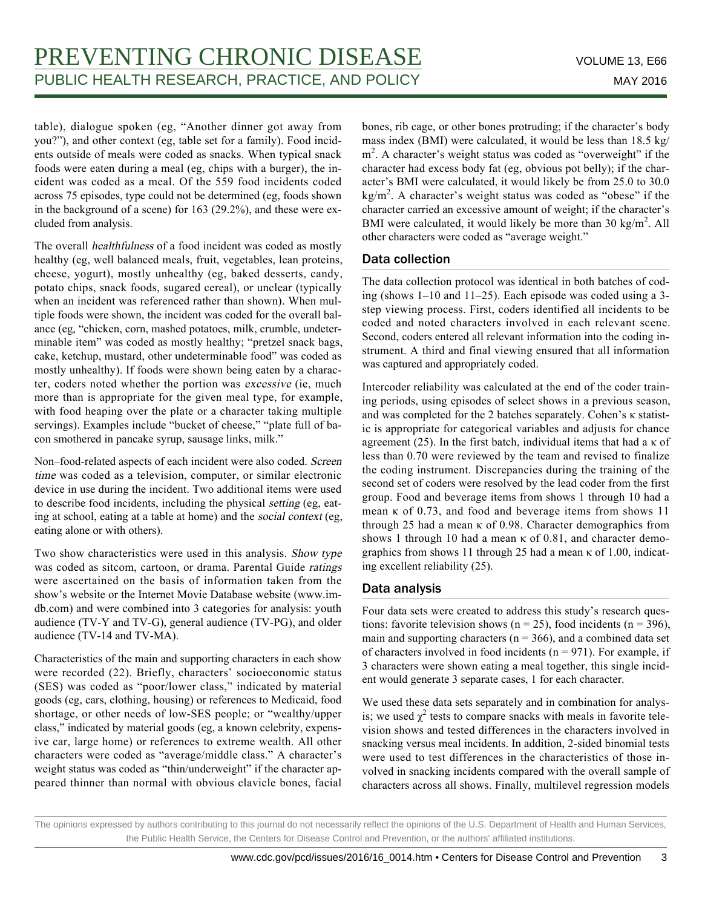table), dialogue spoken (eg, "Another dinner got away from you?"), and other context (eg, table set for a family). Food incidents outside of meals were coded as snacks. When typical snack foods were eaten during a meal (eg, chips with a burger), the incident was coded as a meal. Of the 559 food incidents coded across 75 episodes, type could not be determined (eg, foods shown in the background of a scene) for 163 (29.2%), and these were excluded from analysis.

The overall *healthfulness* of a food incident was coded as mostly healthy (eg, well balanced meals, fruit, vegetables, lean proteins, cheese, yogurt), mostly unhealthy (eg, baked desserts, candy, potato chips, snack foods, sugared cereal), or unclear (typically when an incident was referenced rather than shown). When multiple foods were shown, the incident was coded for the overall balance (eg, "chicken, corn, mashed potatoes, milk, crumble, undeterminable item" was coded as mostly healthy; "pretzel snack bags, cake, ketchup, mustard, other undeterminable food" was coded as mostly unhealthy). If foods were shown being eaten by a character, coders noted whether the portion was *excessive* (ie, much more than is appropriate for the given meal type, for example, with food heaping over the plate or a character taking multiple servings). Examples include "bucket of cheese," "plate full of bacon smothered in pancake syrup, sausage links, milk."

Non–food-related aspects of each incident were also coded. *Screen time* was coded as a television, computer, or similar electronic device in use during the incident. Two additional items were used to describe food incidents, including the physical *setting* (eg, eating at school, eating at a table at home) and the *social context* (eg, eating alone or with others).

Two show characteristics were used in this analysis. *Show type* was coded as sitcom, cartoon, or drama. Parental Guide *ratings* were ascertained on the basis of information taken from the show's website or the Internet Movie Database website (www.imdb.com) and were combined into 3 categories for analysis: youth audience (TV-Y and TV-G), general audience (TV-PG), and older audience (TV-14 and TV-MA).

Characteristics of the main and supporting characters in each show were recorded (22). Briefly, characters' socioeconomic status (SES) was coded as "poor/lower class," indicated by material goods (eg, cars, clothing, housing) or references to Medicaid, food shortage, or other needs of low-SES people; or "wealthy/upper class," indicated by material goods (eg, a known celebrity, expensive car, large home) or references to extreme wealth. All other characters were coded as "average/middle class." A character's weight status was coded as "thin/underweight" if the character appeared thinner than normal with obvious clavicle bones, facial bones, rib cage, or other bones protruding; if the character's body mass index (BMI) were calculated, it would be less than 18.5 kg/$m^2$. A character's weight status was coded as "overweight" if the character had excess body fat (eg, obvious pot belly); if the character's BMI were calculated, it would likely be from 25.0 to 30.0 kg/$m^2$. A character's weight status was coded as "obese" if the character carried an excessive amount of weight; if the character's BMI were calculated, it would likely be more than 30 kg/$m^2$. All other characters were coded as "average weight."

## Data collection

The data collection protocol was identical in both batches of coding (shows 1–10 and 11–25). Each episode was coded using a 3-step viewing process. First, coders identified all incidents to be coded and noted characters involved in each relevant scene. Second, coders entered all relevant information into the coding instrument. A third and final viewing ensured that all information was captured and appropriately coded.

Intercoder reliability was calculated at the end of the coder training periods, using episodes of select shows in a previous season, and was completed for the 2 batches separately. Cohen's $\kappa$ statistic is appropriate for categorical variables and adjusts for chance agreement (25). In the first batch, individual items that had a $\kappa$ of less than 0.70 were reviewed by the team and revised to finalize the coding instrument. Discrepancies during the training of the second set of coders were resolved by the lead coder from the first group. Food and beverage items from shows 1 through 10 had a mean $\kappa$ of 0.73, and food and beverage items from shows 11 through 25 had a mean $\kappa$ of 0.98. Character demographics from shows 1 through 10 had a mean $\kappa$ of 0.81, and character demographics from shows 11 through 25 had a mean $\kappa$ of 1.00, indicating excellent reliability (25).

## Data analysis

Four data sets were created to address this study's research questions: favorite television shows ($n = 25$), food incidents ($n = 396$), main and supporting characters ($n = 366$), and a combined data set of characters involved in food incidents ($n = 971$). For example, if 3 characters were shown eating a meal together, this single incident would generate 3 separate cases, 1 for each character.

We used these data sets separately and in combination for analysis; we used $\chi^2$ tests to compare snacks with meals in favorite television shows and tested differences in the characters involved in snacking versus meal incidents. In addition, 2-sided binomial tests were used to test differences in the characteristics of those involved in snacking incidents compared with the overall sample of characters across all shows. Finally, multilevel regression models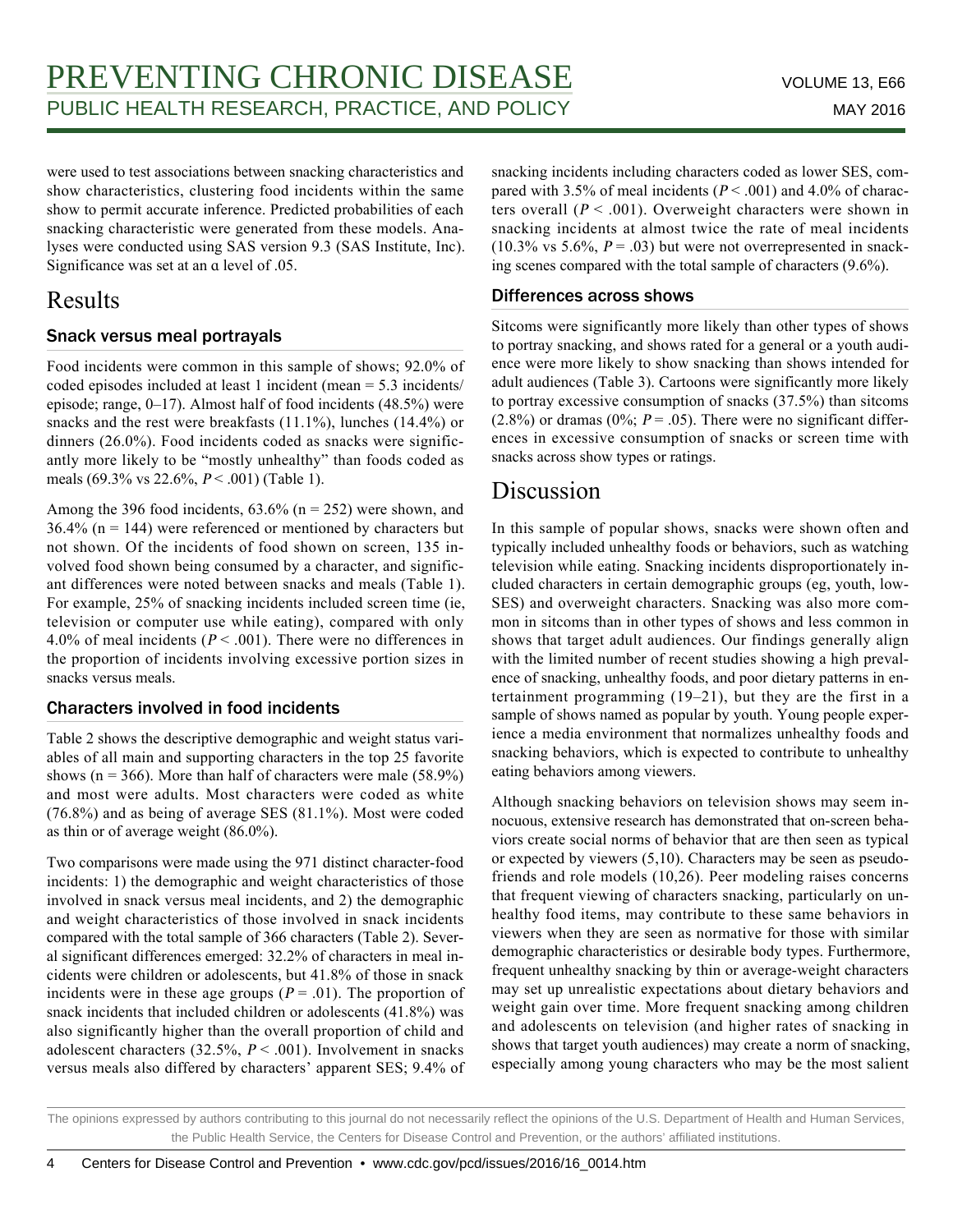were used to test associations between snacking characteristics and show characteristics, clustering food incidents within the same show to permit accurate inference. Predicted probabilities of each snacking characteristic were generated from these models. Analyses were conducted using SAS version 9.3 (SAS Institute, Inc). Significance was set at an α level of .05.

# Results

## Snack versus meal portrayals

Food incidents were common in this sample of shows; 92.0% of coded episodes included at least 1 incident (mean = 5.3 incidents/episode; range, 0–17). Almost half of food incidents (48.5%) were snacks and the rest were breakfasts (11.1%), lunches (14.4%) or dinners (26.0%). Food incidents coded as snacks were significantly more likely to be "mostly unhealthy" than foods coded as meals (69.3% vs 22.6%, $P < .001$) (Table 1).

Among the 396 food incidents, 63.6% (n = 252) were shown, and 36.4% (n = 144) were referenced or mentioned by characters but not shown. Of the incidents of food shown on screen, 135 involved food shown being consumed by a character, and significant differences were noted between snacks and meals (Table 1). For example, 25% of snacking incidents included screen time (ie, television or computer use while eating), compared with only 4.0% of meal incidents ($P < .001$). There were no differences in the proportion of incidents involving excessive portion sizes in snacks versus meals.

## Characters involved in food incidents

Table 2 shows the descriptive demographic and weight status variables of all main and supporting characters in the top 25 favorite shows (n = 366). More than half of characters were male (58.9%) and most were adults. Most characters were coded as white (76.8%) and as being of average SES (81.1%). Most were coded as thin or of average weight (86.0%).

Two comparisons were made using the 971 distinct character-food incidents: 1) the demographic and weight characteristics of those involved in snack versus meal incidents, and 2) the demographic and weight characteristics of those involved in snack incidents compared with the total sample of 366 characters (Table 2). Several significant differences emerged: 32.2% of characters in meal incidents were children or adolescents, but 41.8% of those in snack incidents were in these age groups ($P = .01$). The proportion of snack incidents that included children or adolescents (41.8%) was also significantly higher than the overall proportion of child and adolescent characters (32.5%, $P < .001$). Involvement in snacks versus meals also differed by characters' apparent SES; 9.4% of snacking incidents including characters coded as lower SES, compared with 3.5% of meal incidents ($P < .001$) and 4.0% of characters overall ($P < .001$). Overweight characters were shown in snacking incidents at almost twice the rate of meal incidents (10.3% vs 5.6%, $P = .03$) but were not overrepresented in snacking scenes compared with the total sample of characters (9.6%).

## Differences across shows

Sitcoms were significantly more likely than other types of shows to portray snacking, and shows rated for a general or a youth audience were more likely to show snacking than shows intended for adult audiences (Table 3). Cartoons were significantly more likely to portray excessive consumption of snacks (37.5%) than sitcoms (2.8%) or dramas (0%; $P = .05$). There were no significant differences in excessive consumption of snacks or screen time with snacks across show types or ratings.

# Discussion

In this sample of popular shows, snacks were shown often and typically included unhealthy foods or behaviors, such as watching television while eating. Snacking incidents disproportionately included characters in certain demographic groups (eg, youth, low-SES) and overweight characters. Snacking was also more common in sitcoms than in other types of shows and less common in shows that target adult audiences. Our findings generally align with the limited number of recent studies showing a high prevalence of snacking, unhealthy foods, and poor dietary patterns in entertainment programming (19–21), but they are the first in a sample of shows named as popular by youth. Young people experience a media environment that normalizes unhealthy foods and snacking behaviors, which is expected to contribute to unhealthy eating behaviors among viewers.

Although snacking behaviors on television shows may seem innocuous, extensive research has demonstrated that on-screen behaviors create social norms of behavior that are then seen as typical or expected by viewers (5,10). Characters may be seen as pseudo-friends and role models (10,26). Peer modeling raises concerns that frequent viewing of characters snacking, particularly on unhealthy food items, may contribute to these same behaviors in viewers when they are seen as normative for those with similar demographic characteristics or desirable body types. Furthermore, frequent unhealthy snacking by thin or average-weight characters may set up unrealistic expectations about dietary behaviors and weight gain over time. More frequent snacking among children and adolescents on television (and higher rates of snacking in shows that target youth audiences) may create a norm of snacking, especially among young characters who may be the most salient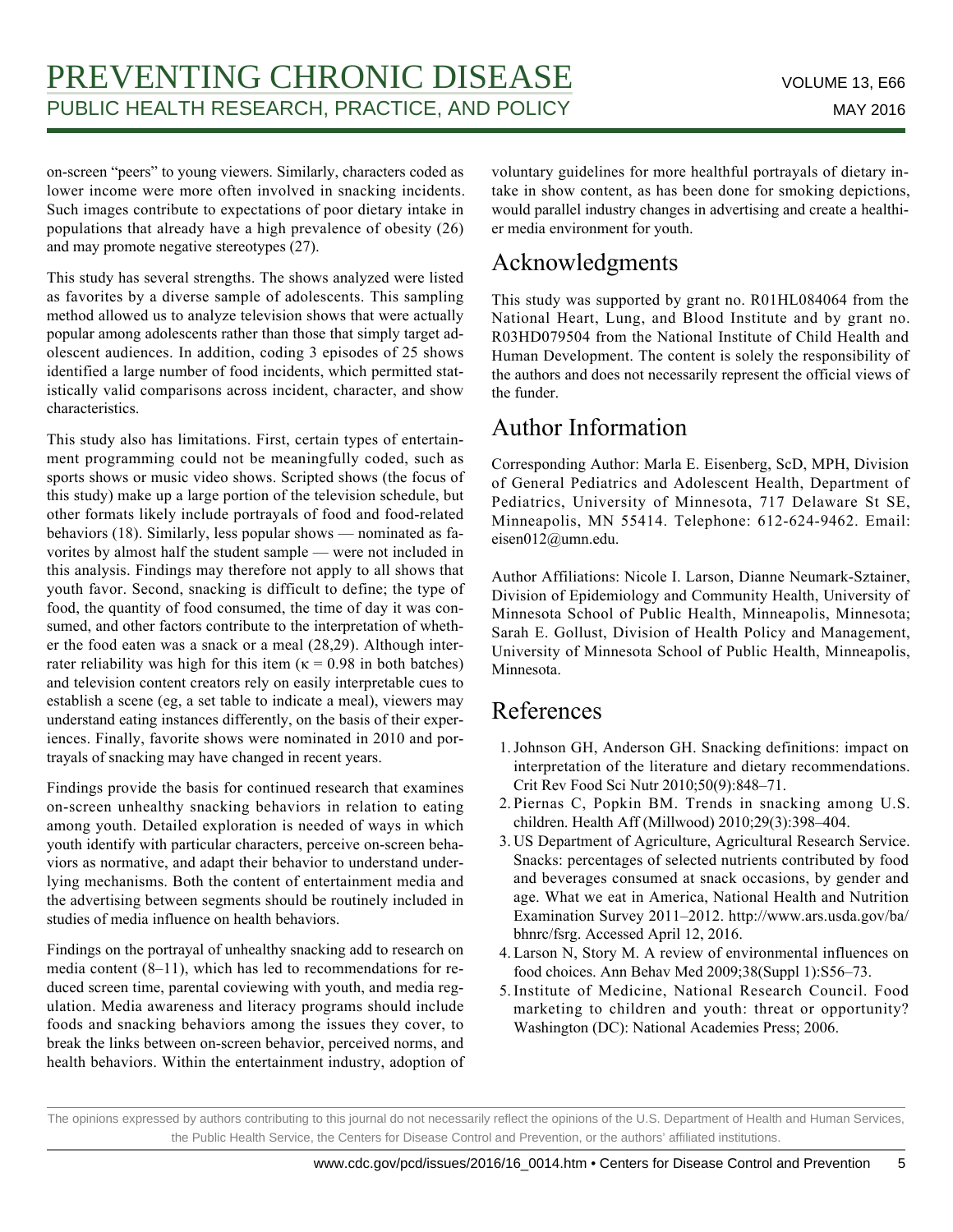on-screen "peers" to young viewers. Similarly, characters coded as lower income were more often involved in snacking incidents. Such images contribute to expectations of poor dietary intake in populations that already have a high prevalence of obesity (26) and may promote negative stereotypes (27).

This study has several strengths. The shows analyzed were listed as favorites by a diverse sample of adolescents. This sampling method allowed us to analyze television shows that were actually popular among adolescents rather than those that simply target adolescent audiences. In addition, coding 3 episodes of 25 shows identified a large number of food incidents, which permitted statistically valid comparisons across incident, character, and show characteristics.

This study also has limitations. First, certain types of entertainment programming could not be meaningfully coded, such as sports shows or music video shows. Scripted shows (the focus of this study) make up a large portion of the television schedule, but other formats likely include portrayals of food and food-related behaviors (18). Similarly, less popular shows — nominated as favorites by almost half the student sample — were not included in this analysis. Findings may therefore not apply to all shows that youth favor. Second, snacking is difficult to define; the type of food, the quantity of food consumed, the time of day it was consumed, and other factors contribute to the interpretation of whether the food eaten was a snack or a meal (28,29). Although interrater reliability was high for this item ($\kappa$ = 0.98 in both batches) and television content creators rely on easily interpretable cues to establish a scene (eg, a set table to indicate a meal), viewers may understand eating instances differently, on the basis of their experiences. Finally, favorite shows were nominated in 2010 and portrayals of snacking may have changed in recent years.

Findings provide the basis for continued research that examines on-screen unhealthy snacking behaviors in relation to eating among youth. Detailed exploration is needed of ways in which youth identify with particular characters, perceive on-screen behaviors as normative, and adapt their behavior to understand underlying mechanisms. Both the content of entertainment media and the advertising between segments should be routinely included in studies of media influence on health behaviors.

Findings on the portrayal of unhealthy snacking add to research on media content (8–11), which has led to recommendations for reduced screen time, parental coviewing with youth, and media regulation. Media awareness and literacy programs should include foods and snacking behaviors among the issues they cover, to break the links between on-screen behavior, perceived norms, and health behaviors. Within the entertainment industry, adoption of voluntary guidelines for more healthful portrayals of dietary intake in show content, as has been done for smoking depictions, would parallel industry changes in advertising and create a healthier media environment for youth.

## Acknowledgments

This study was supported by grant no. R01HL084064 from the National Heart, Lung, and Blood Institute and by grant no. R03HD079504 from the National Institute of Child Health and Human Development. The content is solely the responsibility of the authors and does not necessarily represent the official views of the funder.

## Author Information

Corresponding Author: Marla E. Eisenberg, ScD, MPH, Division of General Pediatrics and Adolescent Health, Department of Pediatrics, University of Minnesota, 717 Delaware St SE, Minneapolis, MN 55414. Telephone: 612-624-9462. Email: eisen012@umn.edu.

Author Affiliations: Nicole I. Larson, Dianne Neumark-Sztainer, Division of Epidemiology and Community Health, University of Minnesota School of Public Health, Minneapolis, Minnesota; Sarah E. Gollust, Division of Health Policy and Management, University of Minnesota School of Public Health, Minneapolis, Minnesota.

## References

1. Johnson GH, Anderson GH. Snacking definitions: impact on interpretation of the literature and dietary recommendations. Crit Rev Food Sci Nutr 2010;50(9):848–71.
2. Piernas C, Popkin BM. Trends in snacking among U.S. children. Health Aff (Millwood) 2010;29(3):398–404.
3. US Department of Agriculture, Agricultural Research Service. Snacks: percentages of selected nutrients contributed by food and beverages consumed at snack occasions, by gender and age. What we eat in America, National Health and Nutrition Examination Survey 2011–2012. http://www.ars.usda.gov/ba/bhnrc/fsrg. Accessed April 12, 2016.
4. Larson N, Story M. A review of environmental influences on food choices. Ann Behav Med 2009;38(Suppl 1):S56–73.
5. Institute of Medicine, National Research Council. Food marketing to children and youth: threat or opportunity? Washington (DC): National Academies Press; 2006.

The opinions expressed by authors contributing to this journal do not necessarily reflect the opinions of the U.S. Department of Health and Human Services, the Public Health Service, the Centers for Disease Control and Prevention, or the authors' affiliated institutions.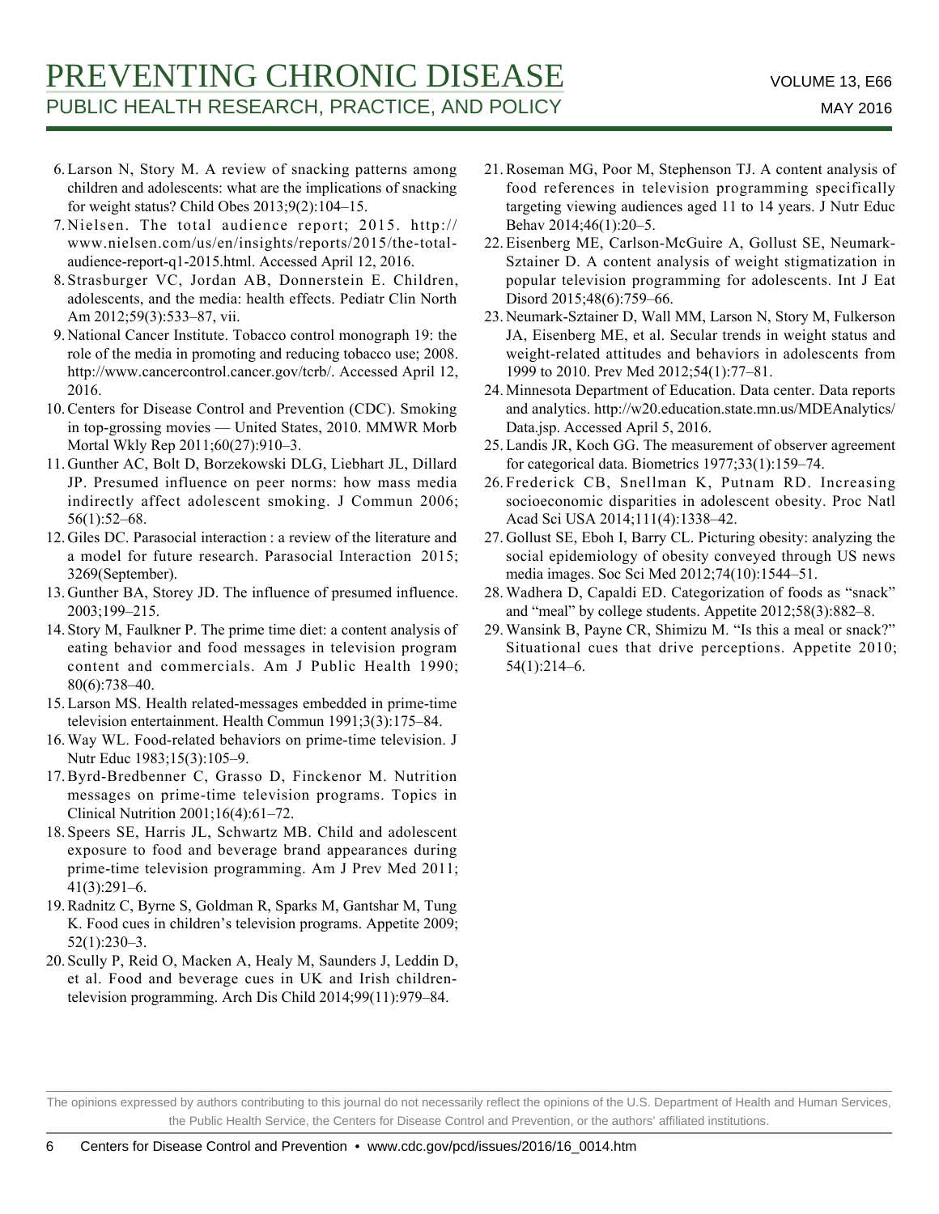6. Larson N, Story M. A review of snacking patterns among children and adolescents: what are the implications of snacking for weight status? Child Obes 2013;9(2):104–15.
7. Nielsen. The total audience report; 2015. http://www.nielsen.com/us/en/insights/reports/2015/the-total-audience-report-q1-2015.html. Accessed April 12, 2016.
8. Strasburger VC, Jordan AB, Donnerstein E. Children, adolescents, and the media: health effects. Pediatr Clin North Am 2012;59(3):533–87, vii.
9. National Cancer Institute. Tobacco control monograph 19: the role of the media in promoting and reducing tobacco use; 2008. http://www.cancercontrol.cancer.gov/tcrb/. Accessed April 12, 2016.
10. Centers for Disease Control and Prevention (CDC). Smoking in top-grossing movies — United States, 2010. MMWR Morb Mortal Wkly Rep 2011;60(27):910–3.
11. Gunther AC, Bolt D, Borzekowski DLG, Liebhart JL, Dillard JP. Presumed influence on peer norms: how mass media indirectly affect adolescent smoking. J Commun 2006; 56(1):52–68.
12. Giles DC. Parasocial interaction : a review of the literature and a model for future research. Parasocial Interaction 2015; 3269(September).
13. Gunther BA, Storey JD. The influence of presumed influence. 2003;199–215.
14. Story M, Faulkner P. The prime time diet: a content analysis of eating behavior and food messages in television program content and commercials. Am J Public Health 1990; 80(6):738–40.
15. Larson MS. Health related-messages embedded in prime-time television entertainment. Health Commun 1991;3(3):175–84.
16. Way WL. Food-related behaviors on prime-time television. J Nutr Educ 1983;15(3):105–9.
17. Byrd-Bredbenner C, Grasso D, Finckenor M. Nutrition messages on prime-time television programs. Topics in Clinical Nutrition 2001;16(4):61–72.
18. Speers SE, Harris JL, Schwartz MB. Child and adolescent exposure to food and beverage brand appearances during prime-time television programming. Am J Prev Med 2011; 41(3):291–6.
19. Radnitz C, Byrne S, Goldman R, Sparks M, Gantshar M, Tung K. Food cues in children's television programs. Appetite 2009; 52(1):230–3.
20. Scully P, Reid O, Macken A, Healy M, Saunders J, Leddin D, et al. Food and beverage cues in UK and Irish children-television programming. Arch Dis Child 2014;99(11):979–84.
21. Roseman MG, Poor M, Stephenson TJ. A content analysis of food references in television programming specifically targeting viewing audiences aged 11 to 14 years. J Nutr Educ Behav 2014;46(1):20–5.
22. Eisenberg ME, Carlson-McGuire A, Gollust SE, Neumark-Sztainer D. A content analysis of weight stigmatization in popular television programming for adolescents. Int J Eat Disord 2015;48(6):759–66.
23. Neumark-Sztainer D, Wall MM, Larson N, Story M, Fulkerson JA, Eisenberg ME, et al. Secular trends in weight status and weight-related attitudes and behaviors in adolescents from 1999 to 2010. Prev Med 2012;54(1):77–81.
24. Minnesota Department of Education. Data center. Data reports and analytics. http://w20.education.state.mn.us/MDEAnalytics/Data.jsp. Accessed April 5, 2016.
25. Landis JR, Koch GG. The measurement of observer agreement for categorical data. Biometrics 1977;33(1):159–74.
26. Frederick CB, Snellman K, Putnam RD. Increasing socioeconomic disparities in adolescent obesity. Proc Natl Acad Sci USA 2014;111(4):1338–42.
27. Gollust SE, Eboh I, Barry CL. Picturing obesity: analyzing the social epidemiology of obesity conveyed through US news media images. Soc Sci Med 2012;74(10):1544–51.
28. Wadhera D, Capaldi ED. Categorization of foods as "snack" and "meal" by college students. Appetite 2012;58(3):882–8.
29. Wansink B, Payne CR, Shimizu M. "Is this a meal or snack?" Situational cues that drive perceptions. Appetite 2010; 54(1):214–6.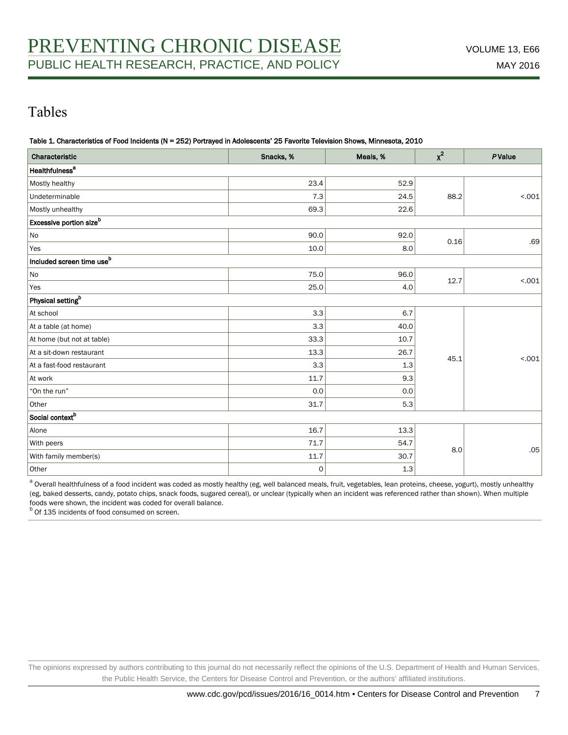# Tables

**Table 1. Characteristics of Food Incidents (N = 252) Portrayed in Adolescents' 25 Favorite Television Shows, Minnesota, 2010**

| Characteristic | Snacks, % | Meals, % | $\chi^2$ | *P* Value |
|---|---|---|---|---|
| **Healthfulness**[a] | | | | |
| Mostly healthy | 23.4 | 52.9 | 88.2 | <.001 |
| Undeterminable | 7.3 | 24.5 | | |
| Mostly unhealthy | 69.3 | 22.6 | | |
| **Excessive portion size**[b] | | | | |
| No | 90.0 | 92.0 | 0.16 | .69 |
| Yes | 10.0 | 8.0 | | |
| **Included screen time use**[b] | | | | |
| No | 75.0 | 96.0 | 12.7 | <.001 |
| Yes | 25.0 | 4.0 | | |
| **Physical setting**[b] | | | | |
| At school | 3.3 | 6.7 | 45.1 | <.001 |
| At a table (at home) | 3.3 | 40.0 | | |
| At home (but not at table) | 33.3 | 10.7 | | |
| At a sit-down restaurant | 13.3 | 26.7 | | |
| At a fast-food restaurant | 3.3 | 1.3 | | |
| At work | 11.7 | 9.3 | | |
| "On the run" | 0.0 | 0.0 | | |
| Other | 31.7 | 5.3 | | |
| **Social context**[b] | | | | |
| Alone | 16.7 | 13.3 | 8.0 | .05 |
| With peers | 71.7 | 54.7 | | |
| With family member(s) | 11.7 | 30.7 | | |
| Other | 0 | 1.3 | | |

[a] Overall healthfulness of a food incident was coded as mostly healthy (eg, well balanced meals, fruit, vegetables, lean proteins, cheese, yogurt), mostly unhealthy (eg, baked desserts, candy, potato chips, snack foods, sugared cereal), or unclear (typically when an incident was referenced rather than shown). When multiple foods were shown, the incident was coded for overall balance.

[b] Of 135 incidents of food consumed on screen.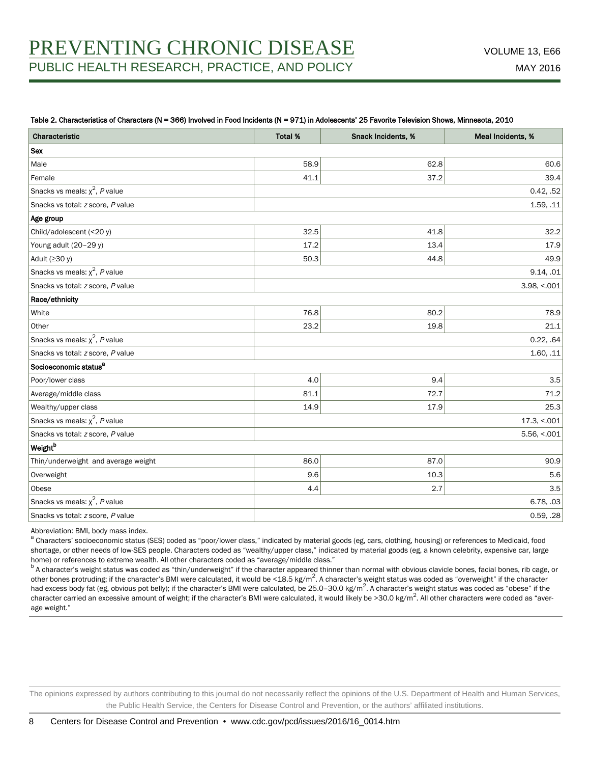Table 2. Characteristics of Characters (N = 366) Involved in Food Incidents (N = 971) in Adolescents' 25 Favorite Television Shows, Minnesota, 2010

| Characteristic | Total % | Snack Incidents, % | Meal Incidents, % |
|---|---|---|---|
| **Sex** | | | |
| Male | 58.9 | 62.8 | 60.6 |
| Female | 41.1 | 37.2 | 39.4 |
| Snacks vs meals: $\chi^2$, *P* value | | | 0.42, .52 |
| Snacks vs total: *z* score, *P* value | | | 1.59, .11 |
| **Age group** | | | |
| Child/adolescent (<20 y) | 32.5 | 41.8 | 32.2 |
| Young adult (20–29 y) | 17.2 | 13.4 | 17.9 |
| Adult (≥30 y) | 50.3 | 44.8 | 49.9 |
| Snacks vs meals: $\chi^2$, *P* value | | | 9.14, .01 |
| Snacks vs total: *z* score, *P* value | | | 3.98, <.001 |
| **Race/ethnicity** | | | |
| White | 76.8 | 80.2 | 78.9 |
| Other | 23.2 | 19.8 | 21.1 |
| Snacks vs meals: $\chi^2$, *P* value | | | 0.22, .64 |
| Snacks vs total: *z* score, *P* value | | | 1.60, .11 |
| **Socioeconomic status**[a] | | | |
| Poor/lower class | 4.0 | 9.4 | 3.5 |
| Average/middle class | 81.1 | 72.7 | 71.2 |
| Wealthy/upper class | 14.9 | 17.9 | 25.3 |
| Snacks vs meals: $\chi^2$, *P* value | | | 17.3, <.001 |
| Snacks vs total: *z* score, *P* value | | | 5.56, <.001 |
| **Weight**[b] | | | |
| Thin/underweight and average weight | 86.0 | 87.0 | 90.9 |
| Overweight | 9.6 | 10.3 | 5.6 |
| Obese | 4.4 | 2.7 | 3.5 |
| Snacks vs meals: $\chi^2$, *P* value | | | 6.78, .03 |
| Snacks vs total: *z* score, *P* value | | | 0.59, .28 |

Abbreviation: BMI, body mass index.

[a] Characters' socioeconomic status (SES) coded as "poor/lower class," indicated by material goods (eg, cars, clothing, housing) or references to Medicaid, food shortage, or other needs of low-SES people. Characters coded as "wealthy/upper class," indicated by material goods (eg, a known celebrity, expensive car, large home) or references to extreme wealth. All other characters coded as "average/middle class."

[b] A character's weight status was coded as "thin/underweight" if the character appeared thinner than normal with obvious clavicle bones, facial bones, rib cage, or other bones protruding; if the character's BMI were calculated, it would be <18.5 kg/m$^2$. A character's weight status was coded as "overweight" if the character had excess body fat (eg, obvious pot belly); if the character's BMI were calculated, be 25.0–30.0 kg/m$^2$. A character's weight status was coded as "obese" if the character carried an excessive amount of weight; if the character's BMI were calculated, it would likely be >30.0 kg/m$^2$. All other characters were coded as "average weight."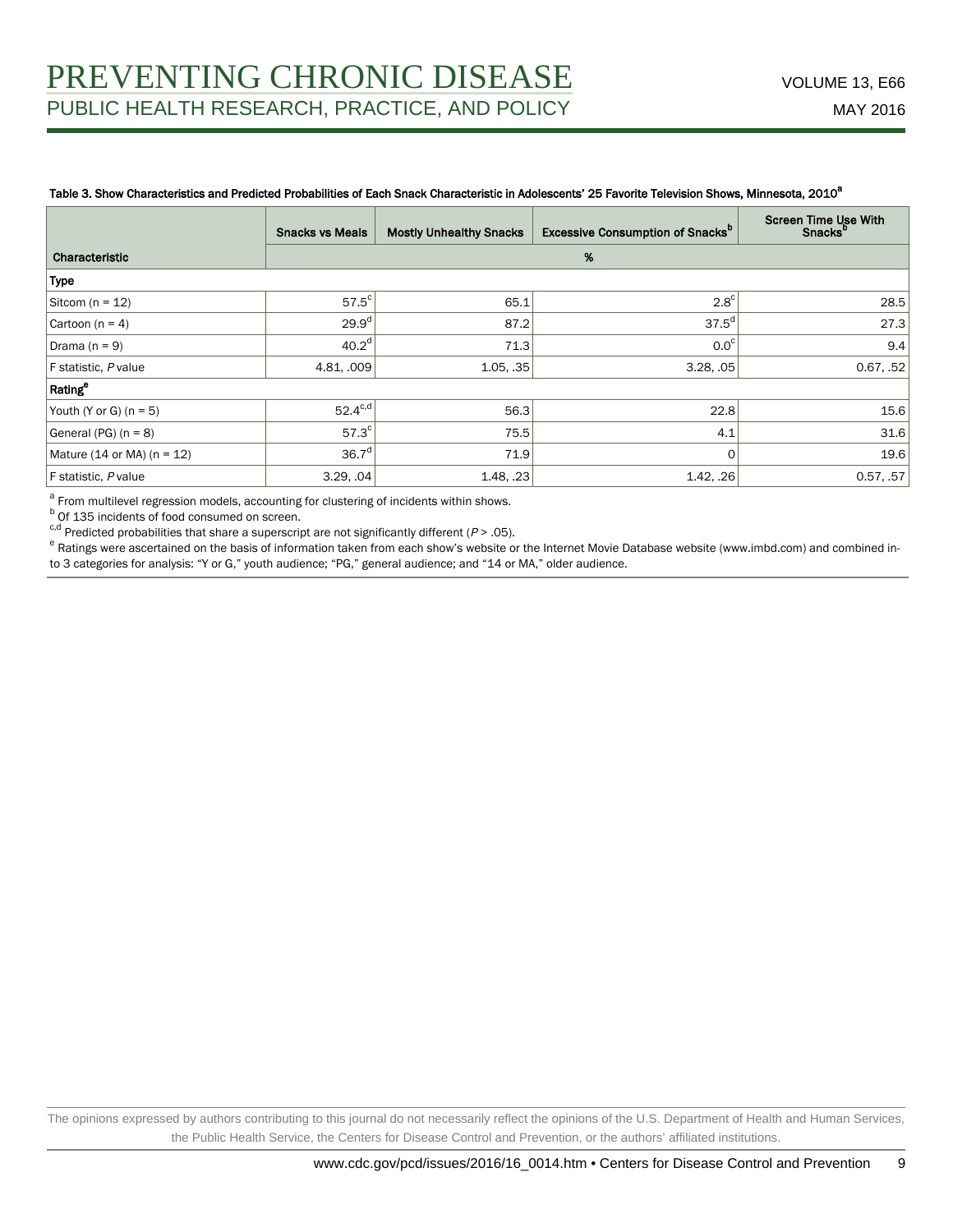Table 3. Show Characteristics and Predicted Probabilities of Each Snack Characteristic in Adolescents' 25 Favorite Television Shows, Minnesota, 2010[a]

| Characteristic | Snacks vs Meals | Mostly Unhealthy Snacks | Excessive Consumption of Snacks[b] | Screen Time Use With Snacks[b] |
|---|---|---|---|---|
| | % | | | |
| **Type** | | | | |
| Sitcom (n = 12) | 57.5[c] | 65.1 | 2.8[c] | 28.5 |
| Cartoon (n = 4) | 29.9[d] | 87.2 | 37.5[d] | 27.3 |
| Drama (n = 9) | 40.2[d] | 71.3 | 0.0[c] | 9.4 |
| F statistic, *P* value | 4.81, .009 | 1.05, .35 | 3.28, .05 | 0.67, .52 |
| **Rating[e]** | | | | |
| Youth (Y or G) (n = 5) | 52.4[c,d] | 56.3 | 22.8 | 15.6 |
| General (PG) (n = 8) | 57.3[c] | 75.5 | 4.1 | 31.6 |
| Mature (14 or MA) (n = 12) | 36.7[d] | 71.9 | 0 | 19.6 |
| F statistic, *P* value | 3.29, .04 | 1.48, .23 | 1.42, .26 | 0.57, .57 |

[a] From multilevel regression models, accounting for clustering of incidents within shows.
[b] Of 135 incidents of food consumed on screen.
[c,d] Predicted probabilities that share a superscript are not significantly different ($P > .05$).
[e] Ratings were ascertained on the basis of information taken from each show's website or the Internet Movie Database website (www.imbd.com) and combined into 3 categories for analysis: "Y or G," youth audience; "PG," general audience; and "14 or MA," older audience.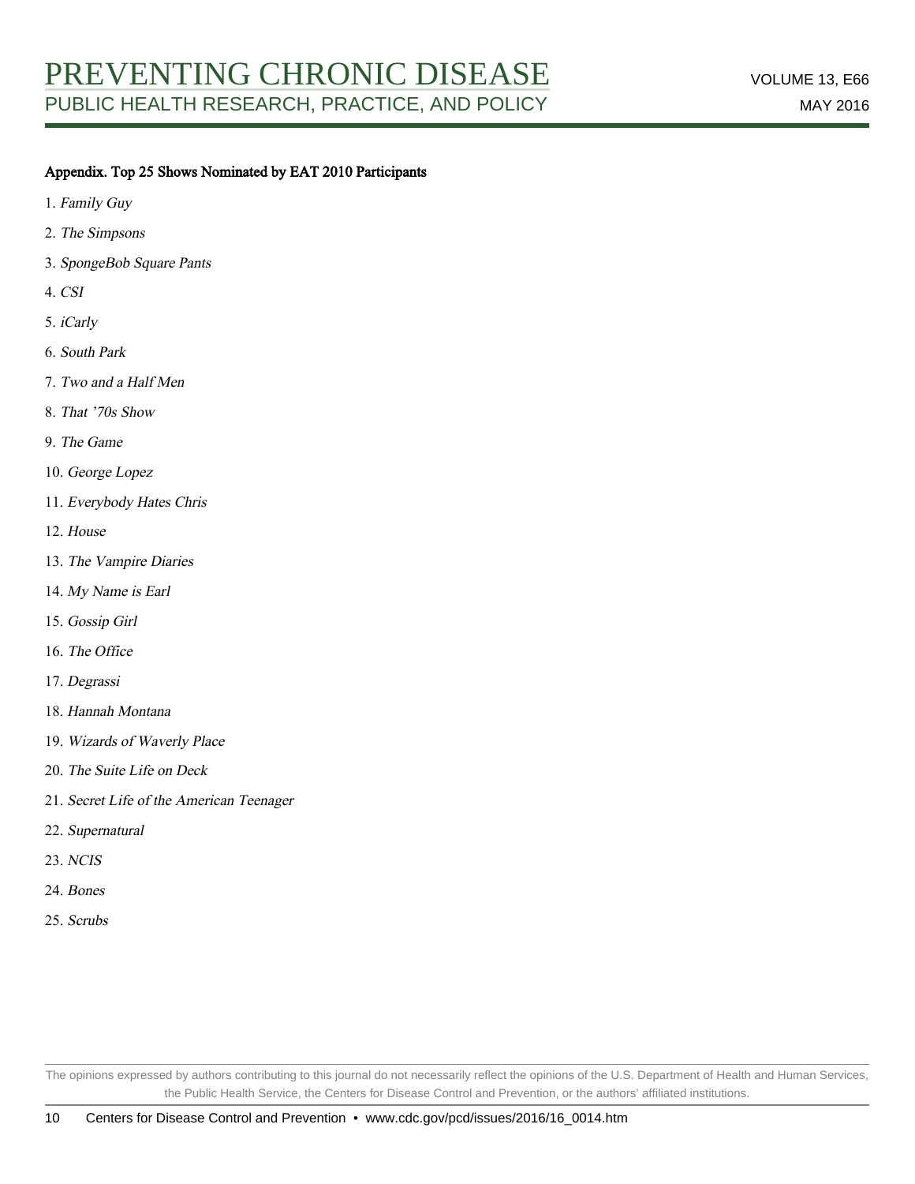**Appendix. Top 25 Shows Nominated by EAT 2010 Participants**

1. *Family Guy*
2. *The Simpsons*
3. *SpongeBob Square Pants*
4. *CSI*
5. *iCarly*
6. *South Park*
7. *Two and a Half Men*
8. *That '70s Show*
9. *The Game*
10. *George Lopez*
11. *Everybody Hates Chris*
12. *House*
13. *The Vampire Diaries*
14. *My Name is Earl*
15. *Gossip Girl*
16. *The Office*
17. *Degrassi*
18. *Hannah Montana*
19. *Wizards of Waverly Place*
20. *The Suite Life on Deck*
21. *Secret Life of the American Teenager*
22. *Supernatural*
23. *NCIS*
24. *Bones*
25. *Scrubs*

The opinions expressed by authors contributing to this journal do not necessarily reflect the opinions of the U.S. Department of Health and Human Services, the Public Health Service, the Centers for Disease Control and Prevention, or the authors' affiliated institutions.